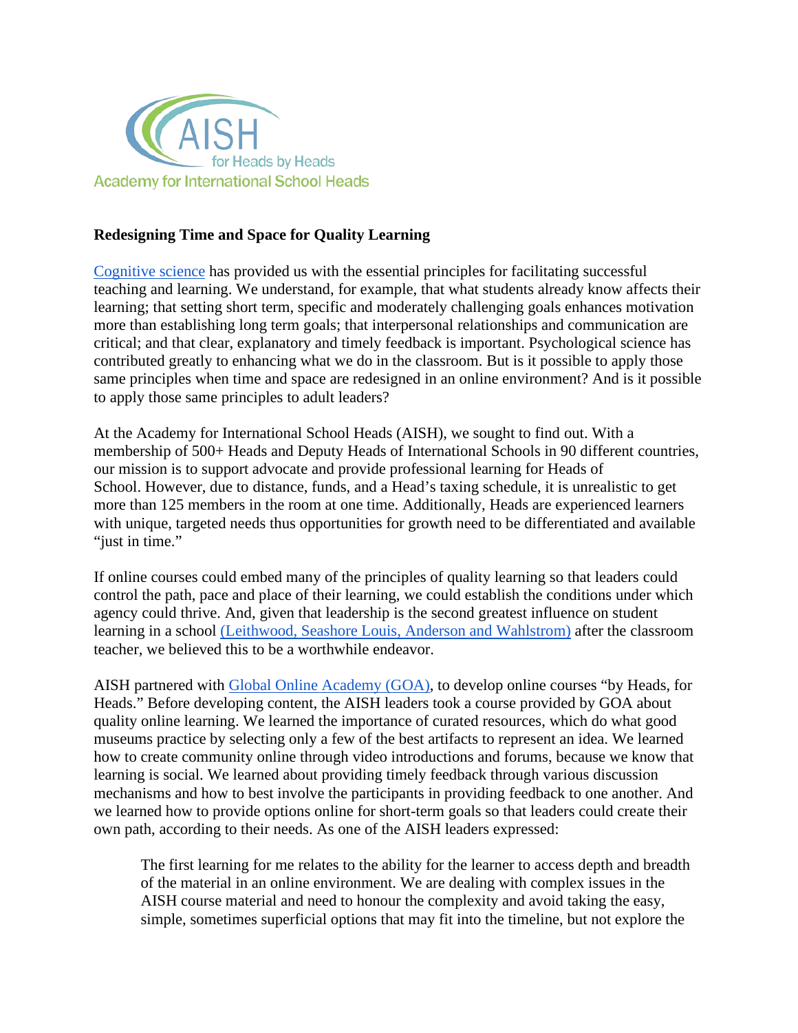AISH

for Heads by Heads

Academy for International School Heads

**Redesigning Time and Space for Quality Learning**

[Cognitive science](#) has provided us with the essential principles for facilitating successful teaching and learning. We understand, for example, that what students already know affects their learning; that setting short term, specific and moderately challenging goals enhances motivation more than establishing long term goals; that interpersonal relationships and communication are critical; and that clear, explanatory and timely feedback is important. Psychological science has contributed greatly to enhancing what we do in the classroom. But is it possible to apply those same principles when time and space are redesigned in an online environment? And is it possible to apply those same principles to adult leaders?

At the Academy for International School Heads (AISH), we sought to find out. With a membership of 500+ Heads and Deputy Heads of International Schools in 90 different countries, our mission is to support advocate and provide professional learning for Heads of School. However, due to distance, funds, and a Head's taxing schedule, it is unrealistic to get more than 125 members in the room at one time. Additionally, Heads are experienced learners with unique, targeted needs thus opportunities for growth need to be differentiated and available "just in time."

If online courses could embed many of the principles of quality learning so that leaders could control the path, pace and place of their learning, we could establish the conditions under which agency could thrive. And, given that leadership is the second greatest influence on student learning in a school [(Leithwood, Seashore Louis, Anderson and Wahlstrom)](#) after the classroom teacher, we believed this to be a worthwhile endeavor.

AISH partnered with [Global Online Academy (GOA)](#), to develop online courses "by Heads, for Heads." Before developing content, the AISH leaders took a course provided by GOA about quality online learning. We learned the importance of curated resources, which do what good museums practice by selecting only a few of the best artifacts to represent an idea. We learned how to create community online through video introductions and forums, because we know that learning is social. We learned about providing timely feedback through various discussion mechanisms and how to best involve the participants in providing feedback to one another. And we learned how to provide options online for short-term goals so that leaders could create their own path, according to their needs. As one of the AISH leaders expressed:

> The first learning for me relates to the ability for the learner to access depth and breadth of the material in an online environment. We are dealing with complex issues in the AISH course material and need to honour the complexity and avoid taking the easy, simple, sometimes superficial options that may fit into the timeline, but not explore the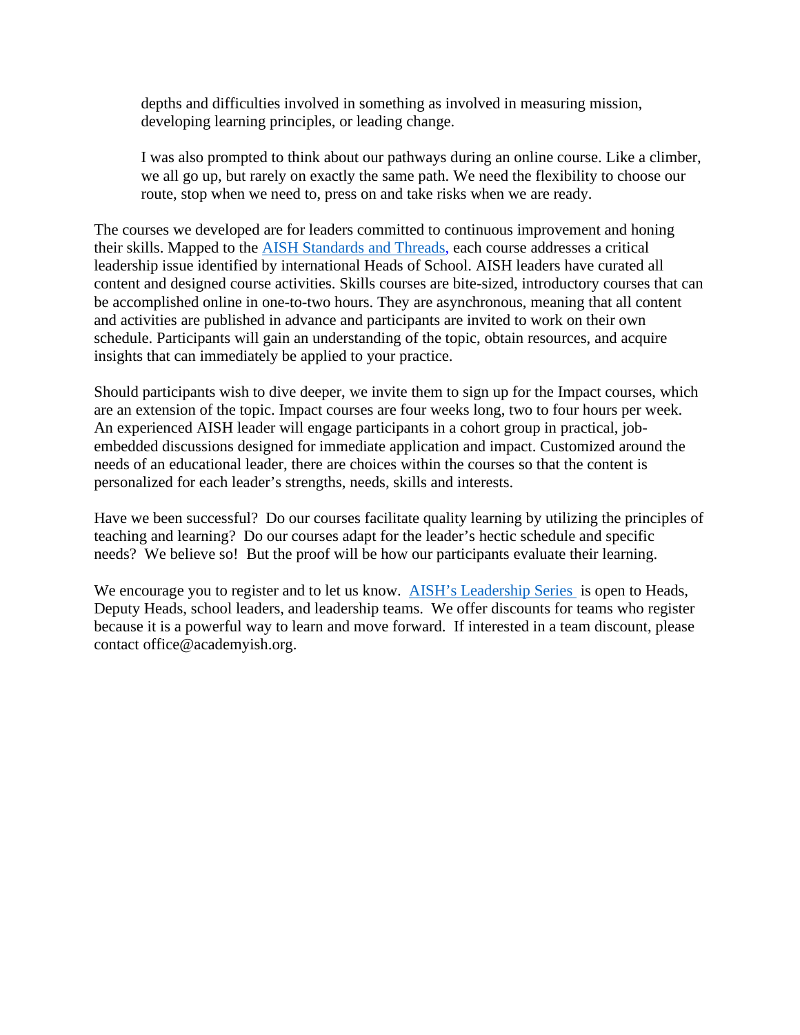> depths and difficulties involved in something as involved in measuring mission, developing learning principles, or leading change.
>
> I was also prompted to think about our pathways during an online course. Like a climber, we all go up, but rarely on exactly the same path. We need the flexibility to choose our route, stop when we need to, press on and take risks when we are ready.

The courses we developed are for leaders committed to continuous improvement and honing their skills. Mapped to the AISH Standards and Threads, each course addresses a critical leadership issue identified by international Heads of School. AISH leaders have curated all content and designed course activities. Skills courses are bite-sized, introductory courses that can be accomplished online in one-to-two hours. They are asynchronous, meaning that all content and activities are published in advance and participants are invited to work on their own schedule. Participants will gain an understanding of the topic, obtain resources, and acquire insights that can immediately be applied to your practice.

Should participants wish to dive deeper, we invite them to sign up for the Impact courses, which are an extension of the topic. Impact courses are four weeks long, two to four hours per week. An experienced AISH leader will engage participants in a cohort group in practical, job-embedded discussions designed for immediate application and impact. Customized around the needs of an educational leader, there are choices within the courses so that the content is personalized for each leader's strengths, needs, skills and interests.

Have we been successful? Do our courses facilitate quality learning by utilizing the principles of teaching and learning? Do our courses adapt for the leader's hectic schedule and specific needs? We believe so! But the proof will be how our participants evaluate their learning.

We encourage you to register and to let us know. AISH's Leadership Series is open to Heads, Deputy Heads, school leaders, and leadership teams. We offer discounts for teams who register because it is a powerful way to learn and move forward. If interested in a team discount, please contact office@academyish.org.